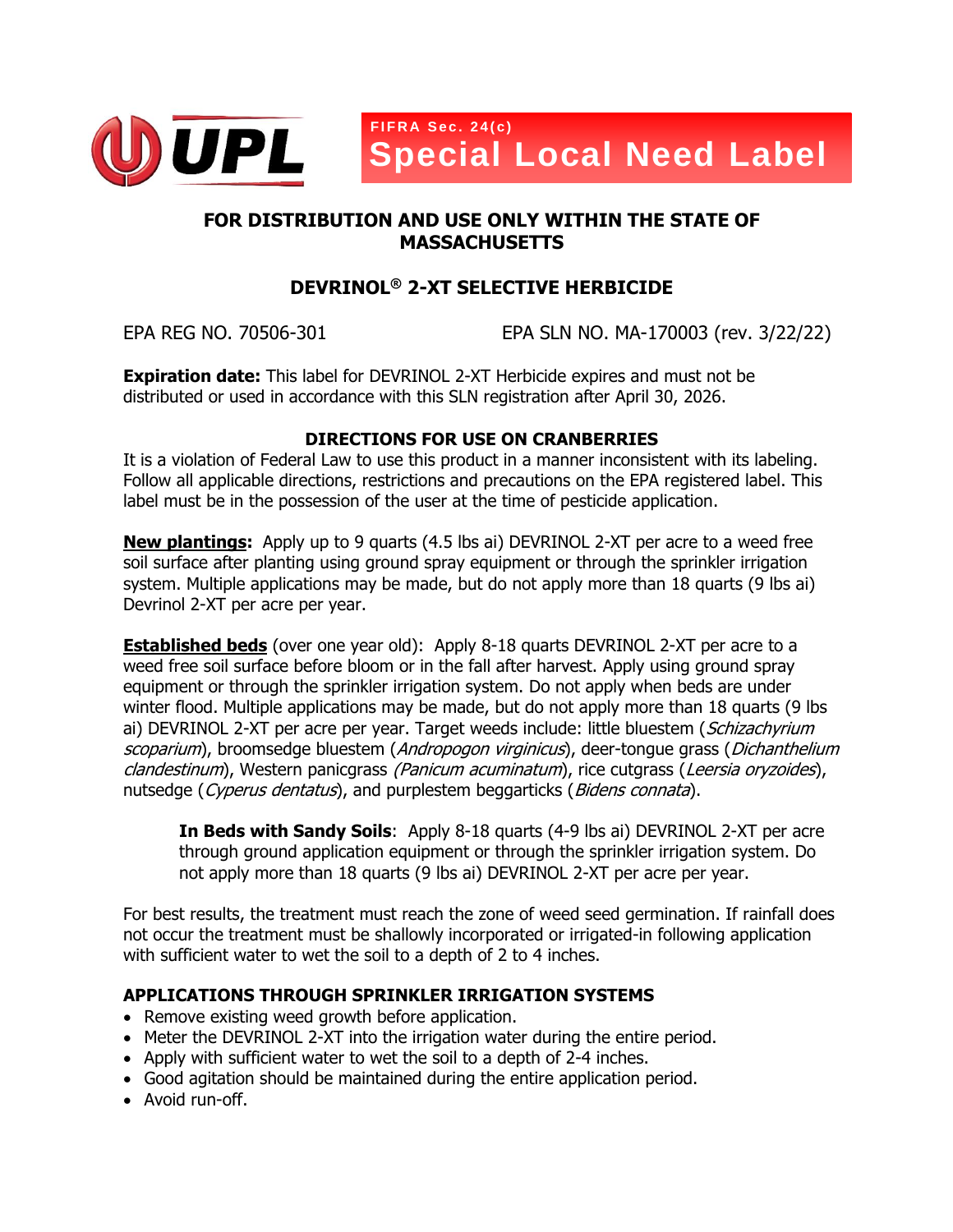UPL

FIFRA Sec. 24(c)

# Special Local Need Label

## FOR DISTRIBUTION AND USE ONLY WITHIN THE STATE OF MASSACHUSETTS

## DEVRINOL® 2-XT SELECTIVE HERBICIDE

EPA REG NO. 70506-301 EPA SLN NO. MA-170003 (rev. 3/22/22)

**Expiration date:** This label for DEVRINOL 2-XT Herbicide expires and must not be distributed or used in accordance with this SLN registration after April 30, 2026.

### DIRECTIONS FOR USE ON CRANBERRIES

It is a violation of Federal Law to use this product in a manner inconsistent with its labeling. Follow all applicable directions, restrictions and precautions on the EPA registered label. This label must be in the possession of the user at the time of pesticide application.

**New plantings:** Apply up to 9 quarts (4.5 lbs ai) DEVRINOL 2-XT per acre to a weed free soil surface after planting using ground spray equipment or through the sprinkler irrigation system. Multiple applications may be made, but do not apply more than 18 quarts (9 lbs ai) Devrinol 2-XT per acre per year.

**Established beds** (over one year old): Apply 8-18 quarts DEVRINOL 2-XT per acre to a weed free soil surface before bloom or in the fall after harvest. Apply using ground spray equipment or through the sprinkler irrigation system. Do not apply when beds are under winter flood. Multiple applications may be made, but do not apply more than 18 quarts (9 lbs ai) DEVRINOL 2-XT per acre per year. Target weeds include: little bluestem (*Schizachyrium scoparium*), broomsedge bluestem (*Andropogon virginicus*), deer-tongue grass (*Dichanthelium clandestinum*), Western panicgrass (*Panicum acuminatum*), rice cutgrass (*Leersia oryzoides*), nutsedge (*Cyperus dentatus*), and purplestem beggarticks (*Bidens connata*).

> **In Beds with Sandy Soils**: Apply 8-18 quarts (4-9 lbs ai) DEVRINOL 2-XT per acre through ground application equipment or through the sprinkler irrigation system. Do not apply more than 18 quarts (9 lbs ai) DEVRINOL 2-XT per acre per year.

For best results, the treatment must reach the zone of weed seed germination. If rainfall does not occur the treatment must be shallowly incorporated or irrigated-in following application with sufficient water to wet the soil to a depth of 2 to 4 inches.

### APPLICATIONS THROUGH SPRINKLER IRRIGATION SYSTEMS

- Remove existing weed growth before application.
- Meter the DEVRINOL 2-XT into the irrigation water during the entire period.
- Apply with sufficient water to wet the soil to a depth of 2-4 inches.
- Good agitation should be maintained during the entire application period.
- Avoid run-off.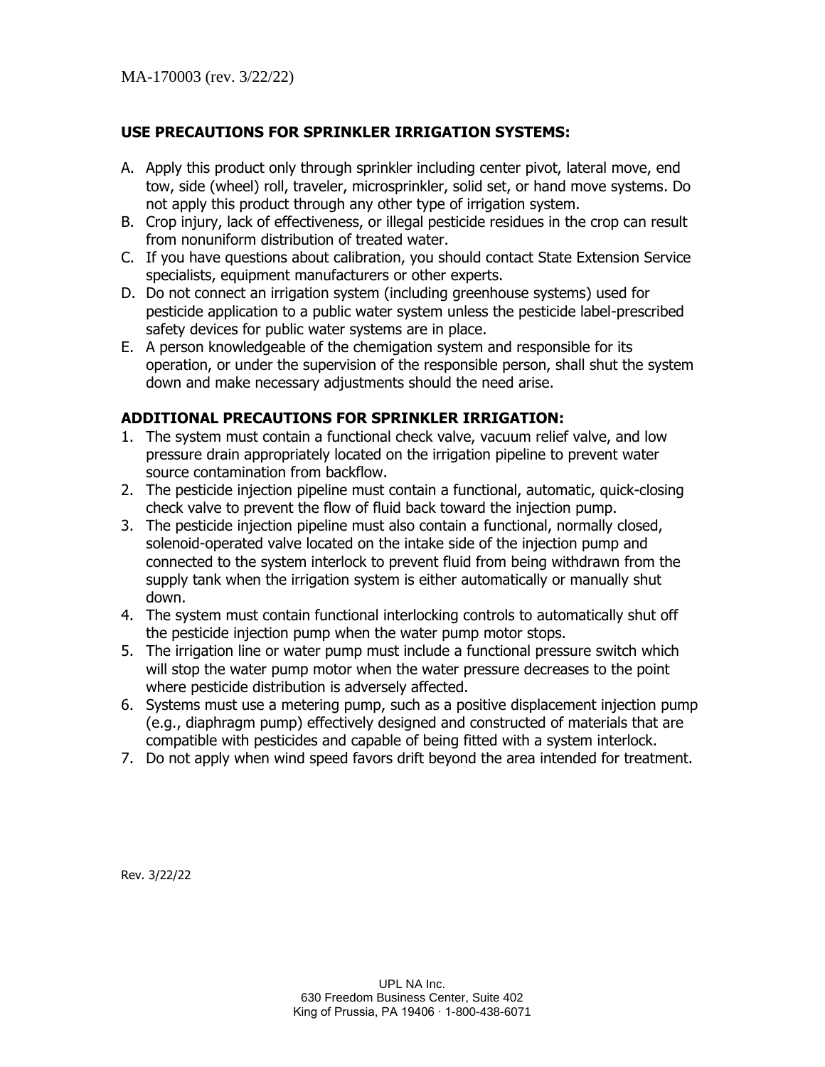MA-170003 (rev. 3/22/22)

## USE PRECAUTIONS FOR SPRINKLER IRRIGATION SYSTEMS:

A. Apply this product only through sprinkler including center pivot, lateral move, end tow, side (wheel) roll, traveler, microsprinkler, solid set, or hand move systems. Do not apply this product through any other type of irrigation system.
B. Crop injury, lack of effectiveness, or illegal pesticide residues in the crop can result from nonuniform distribution of treated water.
C. If you have questions about calibration, you should contact State Extension Service specialists, equipment manufacturers or other experts.
D. Do not connect an irrigation system (including greenhouse systems) used for pesticide application to a public water system unless the pesticide label-prescribed safety devices for public water systems are in place.
E. A person knowledgeable of the chemigation system and responsible for its operation, or under the supervision of the responsible person, shall shut the system down and make necessary adjustments should the need arise.

## ADDITIONAL PRECAUTIONS FOR SPRINKLER IRRIGATION:

1. The system must contain a functional check valve, vacuum relief valve, and low pressure drain appropriately located on the irrigation pipeline to prevent water source contamination from backflow.
2. The pesticide injection pipeline must contain a functional, automatic, quick-closing check valve to prevent the flow of fluid back toward the injection pump.
3. The pesticide injection pipeline must also contain a functional, normally closed, solenoid-operated valve located on the intake side of the injection pump and connected to the system interlock to prevent fluid from being withdrawn from the supply tank when the irrigation system is either automatically or manually shut down.
4. The system must contain functional interlocking controls to automatically shut off the pesticide injection pump when the water pump motor stops.
5. The irrigation line or water pump must include a functional pressure switch which will stop the water pump motor when the water pressure decreases to the point where pesticide distribution is adversely affected.
6. Systems must use a metering pump, such as a positive displacement injection pump (e.g., diaphragm pump) effectively designed and constructed of materials that are compatible with pesticides and capable of being fitted with a system interlock.
7. Do not apply when wind speed favors drift beyond the area intended for treatment.

Rev. 3/22/22

UPL NA Inc.
630 Freedom Business Center, Suite 402
King of Prussia, PA 19406 · 1-800-438-6071